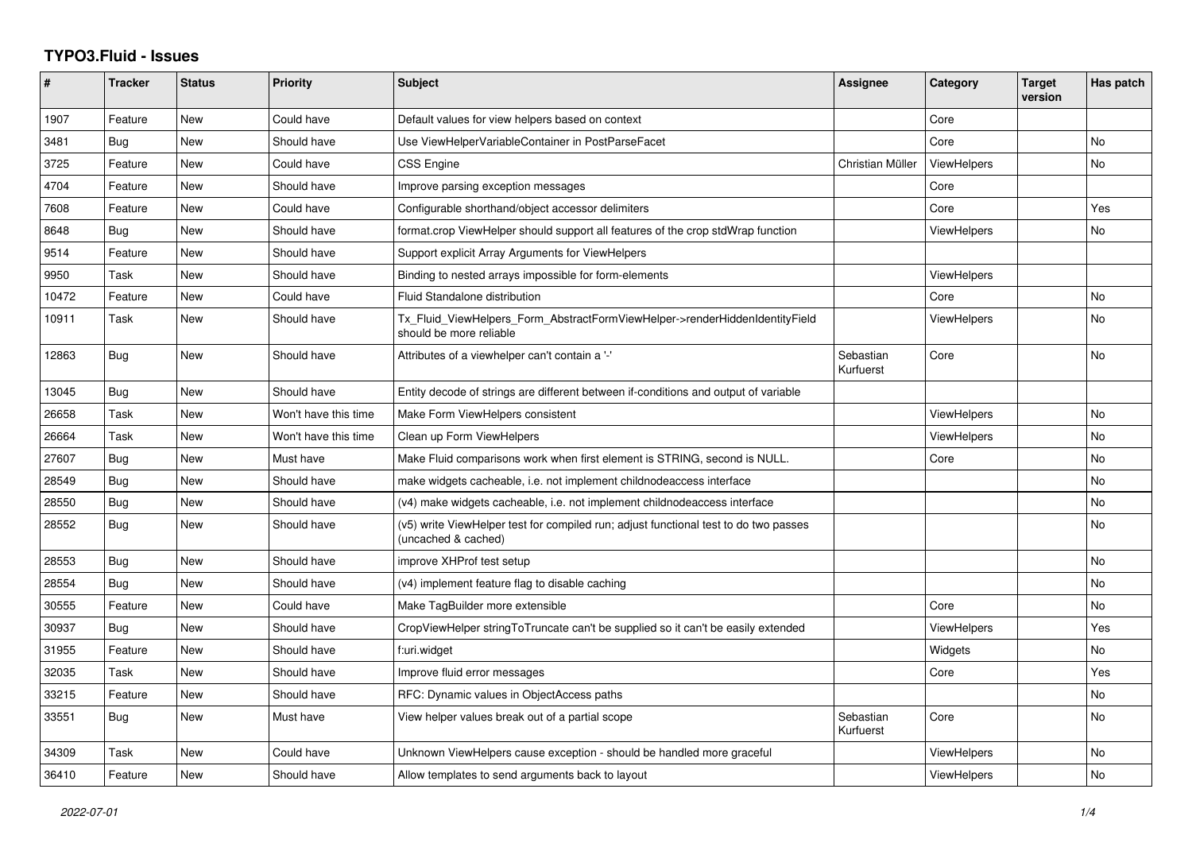# TYPO3.Fluid - Issues

| # | Tracker | Status | Priority | Subject | Assignee | Category | Target version | Has patch |
|---|---|---|---|---|---|---|---|---|
| 1907 | Feature | New | Could have | Default values for view helpers based on context | | Core | | |
| 3481 | Bug | New | Should have | Use ViewHelperVariableContainer in PostParseFacet | | Core | | No |
| 3725 | Feature | New | Could have | CSS Engine | Christian Müller | ViewHelpers | | No |
| 4704 | Feature | New | Should have | Improve parsing exception messages | | Core | | |
| 7608 | Feature | New | Could have | Configurable shorthand/object accessor delimiters | | Core | | Yes |
| 8648 | Bug | New | Should have | format.crop ViewHelper should support all features of the crop stdWrap function | | ViewHelpers | | No |
| 9514 | Feature | New | Should have | Support explicit Array Arguments for ViewHelpers | | | | |
| 9950 | Task | New | Should have | Binding to nested arrays impossible for form-elements | | ViewHelpers | | |
| 10472 | Feature | New | Could have | Fluid Standalone distribution | | Core | | No |
| 10911 | Task | New | Should have | Tx_Fluid_ViewHelpers_Form_AbstractFormViewHelper->renderHiddenIdentityField should be more reliable | | ViewHelpers | | No |
| 12863 | Bug | New | Should have | Attributes of a viewhelper can't contain a '-' | Sebastian Kurfuerst | Core | | No |
| 13045 | Bug | New | Should have | Entity decode of strings are different between if-conditions and output of variable | | | | |
| 26658 | Task | New | Won't have this time | Make Form ViewHelpers consistent | | ViewHelpers | | No |
| 26664 | Task | New | Won't have this time | Clean up Form ViewHelpers | | ViewHelpers | | No |
| 27607 | Bug | New | Must have | Make Fluid comparisons work when first element is STRING, second is NULL. | | Core | | No |
| 28549 | Bug | New | Should have | make widgets cacheable, i.e. not implement childnodeaccess interface | | | | No |
| 28550 | Bug | New | Should have | (v4) make widgets cacheable, i.e. not implement childnodeaccess interface | | | | No |
| 28552 | Bug | New | Should have | (v5) write ViewHelper test for compiled run; adjust functional test to do two passes (uncached & cached) | | | | No |
| 28553 | Bug | New | Should have | improve XHProf test setup | | | | No |
| 28554 | Bug | New | Should have | (v4) implement feature flag to disable caching | | | | No |
| 30555 | Feature | New | Could have | Make TagBuilder more extensible | | Core | | No |
| 30937 | Bug | New | Should have | CropViewHelper stringToTruncate can't be supplied so it can't be easily extended | | ViewHelpers | | Yes |
| 31955 | Feature | New | Should have | f:uri.widget | | Widgets | | No |
| 32035 | Task | New | Should have | Improve fluid error messages | | Core | | Yes |
| 33215 | Feature | New | Should have | RFC: Dynamic values in ObjectAccess paths | | | | No |
| 33551 | Bug | New | Must have | View helper values break out of a partial scope | Sebastian Kurfuerst | Core | | No |
| 34309 | Task | New | Could have | Unknown ViewHelpers cause exception - should be handled more graceful | | ViewHelpers | | No |
| 36410 | Feature | New | Should have | Allow templates to send arguments back to layout | | ViewHelpers | | No |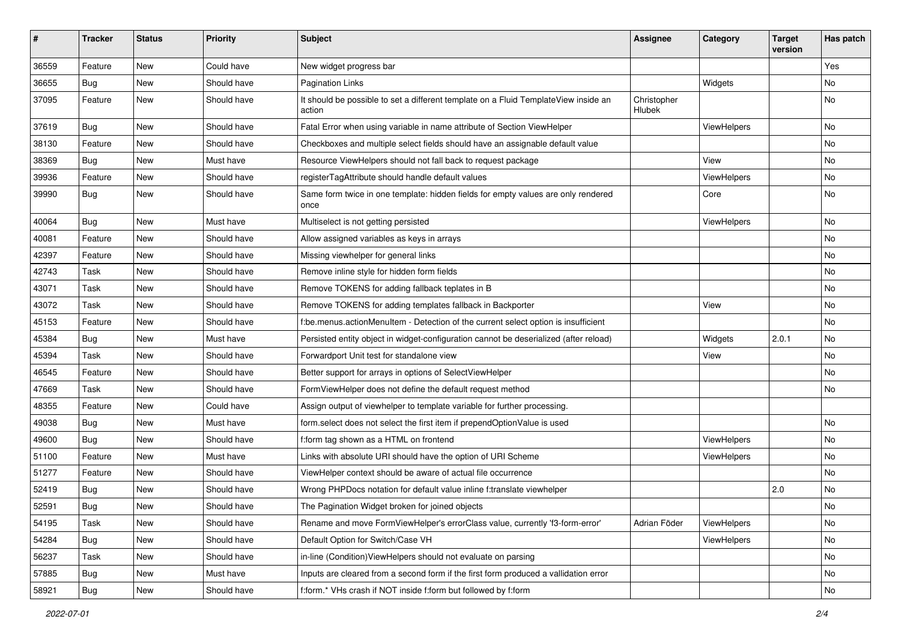| # | Tracker | Status | Priority | Subject | Assignee | Category | Target version | Has patch |
|---|---|---|---|---|---|---|---|---|
| 36559 | Feature | New | Could have | New widget progress bar | | | | Yes |
| 36655 | Bug | New | Should have | Pagination Links | | Widgets | | No |
| 37095 | Feature | New | Should have | It should be possible to set a different template on a Fluid TemplateView inside an action | Christopher Hlubek | | | No |
| 37619 | Bug | New | Should have | Fatal Error when using variable in name attribute of Section ViewHelper | | ViewHelpers | | No |
| 38130 | Feature | New | Should have | Checkboxes and multiple select fields should have an assignable default value | | | | No |
| 38369 | Bug | New | Must have | Resource ViewHelpers should not fall back to request package | | View | | No |
| 39936 | Feature | New | Should have | registerTagAttribute should handle default values | | ViewHelpers | | No |
| 39990 | Bug | New | Should have | Same form twice in one template: hidden fields for empty values are only rendered once | | Core | | No |
| 40064 | Bug | New | Must have | Multiselect is not getting persisted | | ViewHelpers | | No |
| 40081 | Feature | New | Should have | Allow assigned variables as keys in arrays | | | | No |
| 42397 | Feature | New | Should have | Missing viewhelper for general links | | | | No |
| 42743 | Task | New | Should have | Remove inline style for hidden form fields | | | | No |
| 43071 | Task | New | Should have | Remove TOKENS for adding fallback teplates in B | | | | No |
| 43072 | Task | New | Should have | Remove TOKENS for adding templates fallback in Backporter | | View | | No |
| 45153 | Feature | New | Should have | f:be.menus.actionMenuItem - Detection of the current select option is insufficient | | | | No |
| 45384 | Bug | New | Must have | Persisted entity object in widget-configuration cannot be deserialized (after reload) | | Widgets | 2.0.1 | No |
| 45394 | Task | New | Should have | Forwardport Unit test for standalone view | | View | | No |
| 46545 | Feature | New | Should have | Better support for arrays in options of SelectViewHelper | | | | No |
| 47669 | Task | New | Should have | FormViewHelper does not define the default request method | | | | No |
| 48355 | Feature | New | Could have | Assign output of viewhelper to template variable for further processing. | | | | |
| 49038 | Bug | New | Must have | form.select does not select the first item if prependOptionValue is used | | | | No |
| 49600 | Bug | New | Should have | f:form tag shown as a HTML on frontend | | ViewHelpers | | No |
| 51100 | Feature | New | Must have | Links with absolute URI should have the option of URI Scheme | | ViewHelpers | | No |
| 51277 | Feature | New | Should have | ViewHelper context should be aware of actual file occurrence | | | | No |
| 52419 | Bug | New | Should have | Wrong PHPDocs notation for default value inline f:translate viewhelper | | | 2.0 | No |
| 52591 | Bug | New | Should have | The Pagination Widget broken for joined objects | | | | No |
| 54195 | Task | New | Should have | Rename and move FormViewHelper's errorClass value, currently 'f3-form-error' | Adrian Föder | ViewHelpers | | No |
| 54284 | Bug | New | Should have | Default Option for Switch/Case VH | | ViewHelpers | | No |
| 56237 | Task | New | Should have | in-line (Condition)ViewHelpers should not evaluate on parsing | | | | No |
| 57885 | Bug | New | Must have | Inputs are cleared from a second form if the first form produced a vallidation error | | | | No |
| 58921 | Bug | New | Should have | f:form.* VHs crash if NOT inside f:form but followed by f:form | | | | No |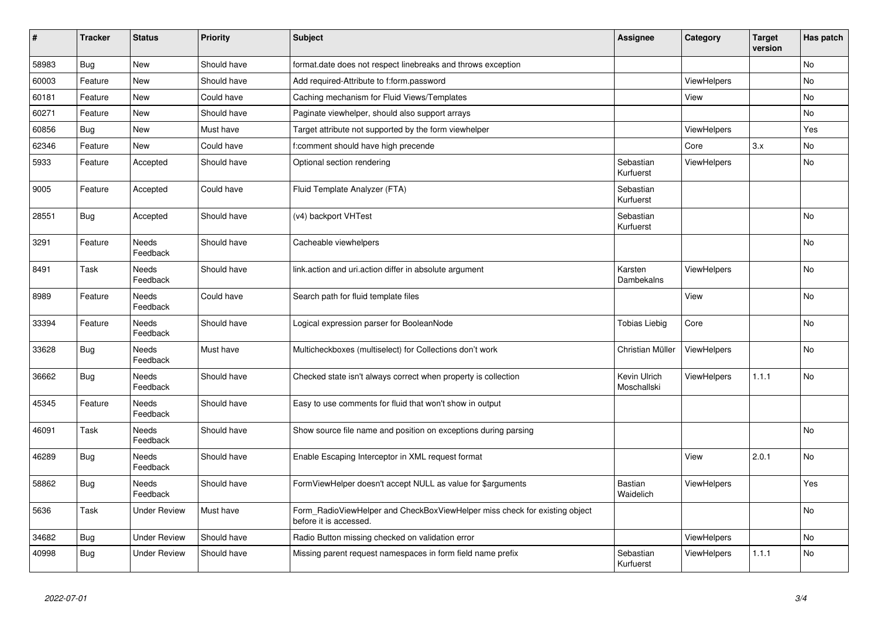| # | Tracker | Status | Priority | Subject | Assignee | Category | Target version | Has patch |
|---|---|---|---|---|---|---|---|---|
| 58983 | Bug | New | Should have | format.date does not respect linebreaks and throws exception | | | | No |
| 60003 | Feature | New | Should have | Add required-Attribute to f:form.password | | ViewHelpers | | No |
| 60181 | Feature | New | Could have | Caching mechanism for Fluid Views/Templates | | View | | No |
| 60271 | Feature | New | Should have | Paginate viewhelper, should also support arrays | | | | No |
| 60856 | Bug | New | Must have | Target attribute not supported by the form viewhelper | | ViewHelpers | | Yes |
| 62346 | Feature | New | Could have | f:comment should have high precende | | Core | 3.x | No |
| 5933 | Feature | Accepted | Should have | Optional section rendering | Sebastian Kurfuerst | ViewHelpers | | No |
| 9005 | Feature | Accepted | Could have | Fluid Template Analyzer (FTA) | Sebastian Kurfuerst | | | |
| 28551 | Bug | Accepted | Should have | (v4) backport VHTest | Sebastian Kurfuerst | | | No |
| 3291 | Feature | Needs Feedback | Should have | Cacheable viewhelpers | | | | No |
| 8491 | Task | Needs Feedback | Should have | link.action and uri.action differ in absolute argument | Karsten Dambekalns | ViewHelpers | | No |
| 8989 | Feature | Needs Feedback | Could have | Search path for fluid template files | | View | | No |
| 33394 | Feature | Needs Feedback | Should have | Logical expression parser for BooleanNode | Tobias Liebig | Core | | No |
| 33628 | Bug | Needs Feedback | Must have | Multicheckboxes (multiselect) for Collections don't work | Christian Müller | ViewHelpers | | No |
| 36662 | Bug | Needs Feedback | Should have | Checked state isn't always correct when property is collection | Kevin Ulrich Moschallski | ViewHelpers | 1.1.1 | No |
| 45345 | Feature | Needs Feedback | Should have | Easy to use comments for fluid that won't show in output | | | | |
| 46091 | Task | Needs Feedback | Should have | Show source file name and position on exceptions during parsing | | | | No |
| 46289 | Bug | Needs Feedback | Should have | Enable Escaping Interceptor in XML request format | | View | 2.0.1 | No |
| 58862 | Bug | Needs Feedback | Should have | FormViewHelper doesn't accept NULL as value for $arguments | Bastian Waidelich | ViewHelpers | | Yes |
| 5636 | Task | Under Review | Must have | Form_RadioViewHelper and CheckBoxViewHelper miss check for existing object before it is accessed. | | | | No |
| 34682 | Bug | Under Review | Should have | Radio Button missing checked on validation error | | ViewHelpers | | No |
| 40998 | Bug | Under Review | Should have | Missing parent request namespaces in form field name prefix | Sebastian Kurfuerst | ViewHelpers | 1.1.1 | No |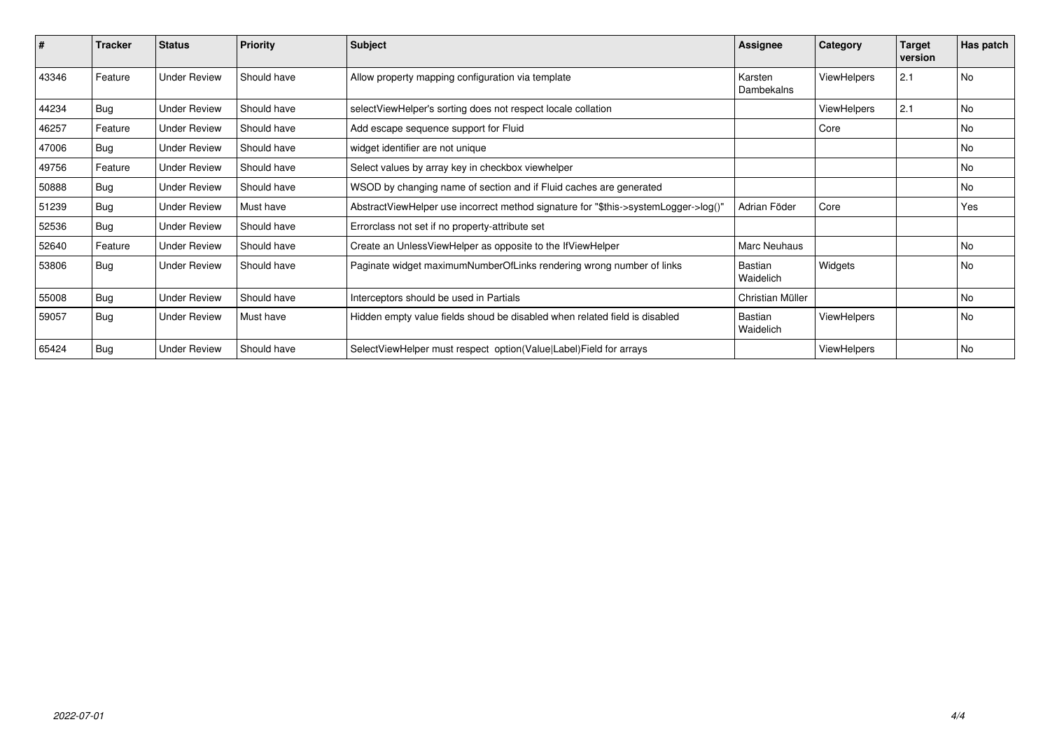| # | Tracker | Status | Priority | Subject | Assignee | Category | Target version | Has patch |
|---|---|---|---|---|---|---|---|---|
| 43346 | Feature | Under Review | Should have | Allow property mapping configuration via template | Karsten Dambekalns | ViewHelpers | 2.1 | No |
| 44234 | Bug | Under Review | Should have | selectViewHelper's sorting does not respect locale collation | | ViewHelpers | 2.1 | No |
| 46257 | Feature | Under Review | Should have | Add escape sequence support for Fluid | | Core | | No |
| 47006 | Bug | Under Review | Should have | widget identifier are not unique | | | | No |
| 49756 | Feature | Under Review | Should have | Select values by array key in checkbox viewhelper | | | | No |
| 50888 | Bug | Under Review | Should have | WSOD by changing name of section and if Fluid caches are generated | | | | No |
| 51239 | Bug | Under Review | Must have | AbstractViewHelper use incorrect method signature for "$this->systemLogger->log()" | Adrian Föder | Core | | Yes |
| 52536 | Bug | Under Review | Should have | Errorclass not set if no property-attribute set | | | | |
| 52640 | Feature | Under Review | Should have | Create an UnlessViewHelper as opposite to the IfViewHelper | Marc Neuhaus | | | No |
| 53806 | Bug | Under Review | Should have | Paginate widget maximumNumberOfLinks rendering wrong number of links | Bastian Waidelich | Widgets | | No |
| 55008 | Bug | Under Review | Should have | Interceptors should be used in Partials | Christian Müller | | | No |
| 59057 | Bug | Under Review | Must have | Hidden empty value fields shoud be disabled when related field is disabled | Bastian Waidelich | ViewHelpers | | No |
| 65424 | Bug | Under Review | Should have | SelectViewHelper must respect option(Value|Label)Field for arrays | | ViewHelpers | | No |